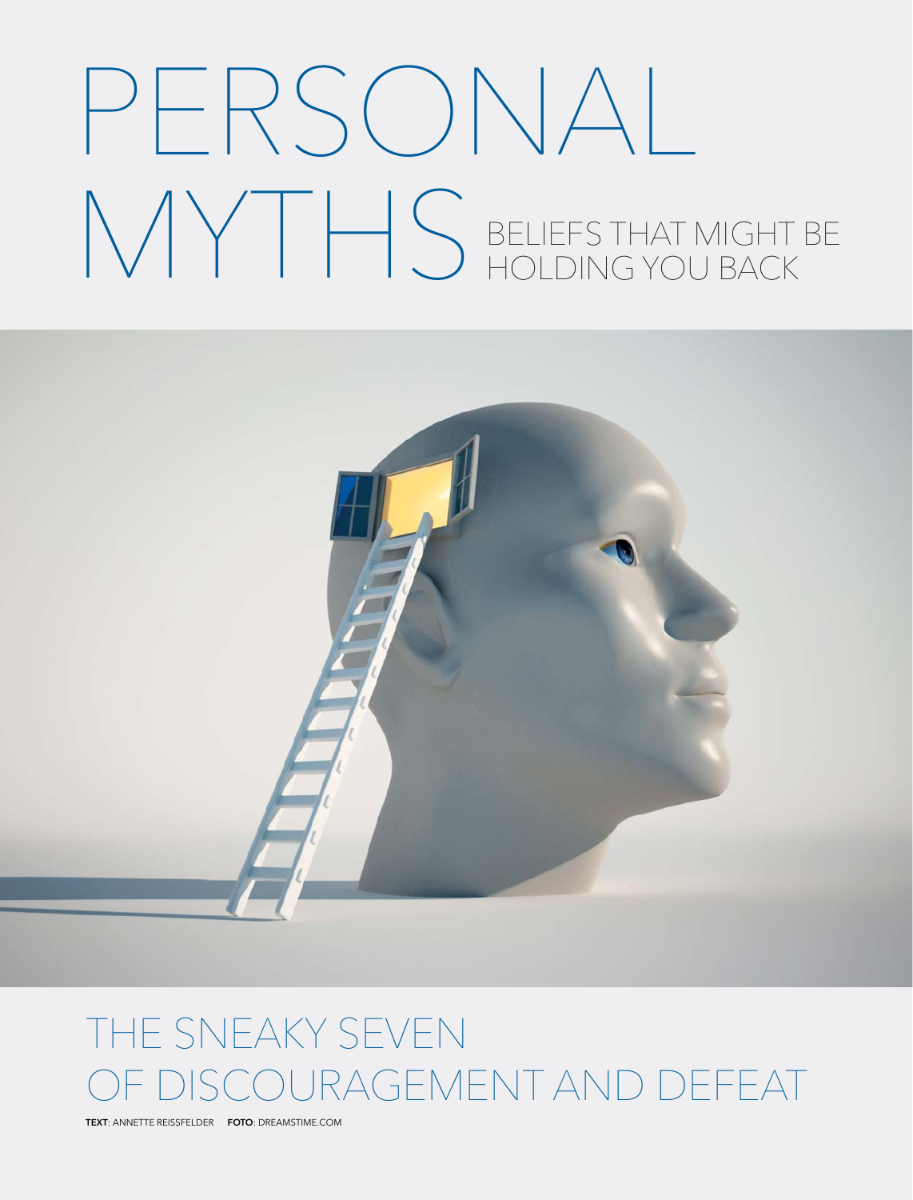# PERSONAL MYTHS

## BELIEFS THAT MIGHT BE HOLDING YOU BACK

## THE SNEAKY SEVEN OF DISCOURAGEMENT AND DEFEAT

**TEXT**: ANNETTE REISSFELDER **FOTO**: DREAMSTIME.COM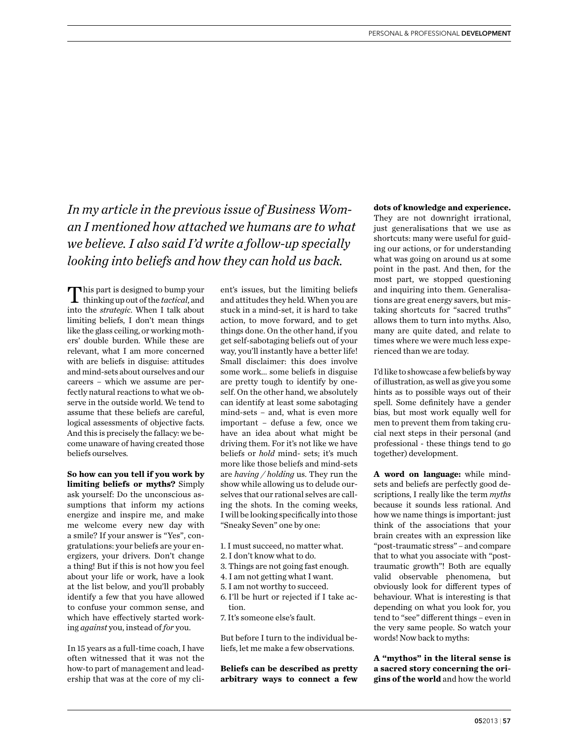*In my article in the previous issue of Business Woman I mentioned how attached we humans are to what we believe. I also said I'd write a follow-up specially looking into beliefs and how they can hold us back.*

This part is designed to bump your thinking up out of the *tactical*, and into the *strategic*. When I talk about limiting beliefs, I don't mean things like the glass ceiling, or working mothers' double burden. While these are relevant, what I am more concerned with are beliefs in disguise: attitudes and mind-sets about ourselves and our careers – which we assume are perfectly natural reactions to what we observe in the outside world. We tend to assume that these beliefs are careful, logical assessments of objective facts. And this is precisely the fallacy: we become unaware of having created those beliefs ourselves.

**So how can you tell if you work by limiting beliefs or myths?** Simply ask yourself: Do the unconscious assumptions that inform my actions energize and inspire me, and make me welcome every new day with a smile? If your answer is "Yes", congratulations: your beliefs are your energizers, your drivers. Don't change a thing! But if this is not how you feel about your life or work, have a look at the list below, and you'll probably identify a few that you have allowed to confuse your common sense, and which have effectively started working *against* you, instead of *for* you.

In 15 years as a full-time coach, I have often witnessed that it was not the how-to part of management and leadership that was at the core of my client's issues, but the limiting beliefs and attitudes they held. When you are stuck in a mind-set, it is hard to take action, to move forward, and to get things done. On the other hand, if you get self-sabotaging beliefs out of your way, you'll instantly have a better life! Small disclaimer: this does involve some work… some beliefs in disguise are pretty tough to identify by oneself. On the other hand, we absolutely can identify at least some sabotaging mind-sets – and, what is even more important – defuse a few, once we have an idea about what might be driving them. For it's not like we have beliefs or *hold* mind- sets; it's much more like those beliefs and mind-sets are *having / holding* us. They run the show while allowing us to delude ourselves that our rational selves are calling the shots. In the coming weeks, I will be looking specifically into those "Sneaky Seven" one by one:

1. I must succeed, no matter what.
2. I don't know what to do.
3. Things are not going fast enough.
4. I am not getting what I want.
5. I am not worthy to succeed.
6. I'll be hurt or rejected if I take action.
7. It's someone else's fault.

But before I turn to the individual beliefs, let me make a few observations.

**Beliefs can be described as pretty arbitrary ways to connect a few dots of knowledge and experience.** They are not downright irrational, just generalisations that we use as shortcuts: many were useful for guiding our actions, or for understanding what was going on around us at some point in the past. And then, for the most part, we stopped questioning and inquiring into them. Generalisations are great energy savers, but mistaking shortcuts for "sacred truths" allows them to turn into myths. Also, many are quite dated, and relate to times where we were much less experienced than we are today.

I'd like to showcase a few beliefs by way of illustration, as well as give you some hints as to possible ways out of their spell. Some definitely have a gender bias, but most work equally well for men to prevent them from taking crucial next steps in their personal (and professional - these things tend to go together) development.

**A word on language:** while mindsets and beliefs are perfectly good descriptions, I really like the term *myths* because it sounds less rational. And how we name things is important: just think of the associations that your brain creates with an expression like "post-traumatic stress" – and compare that to what you associate with "post-traumatic growth"! Both are equally valid observable phenomena, but obviously look for different types of behaviour. What is interesting is that depending on what you look for, you tend to "see" different things – even in the very same people. So watch your words! Now back to myths:

**A "mythos" in the literal sense is a sacred story concerning the origins of the world** and how the world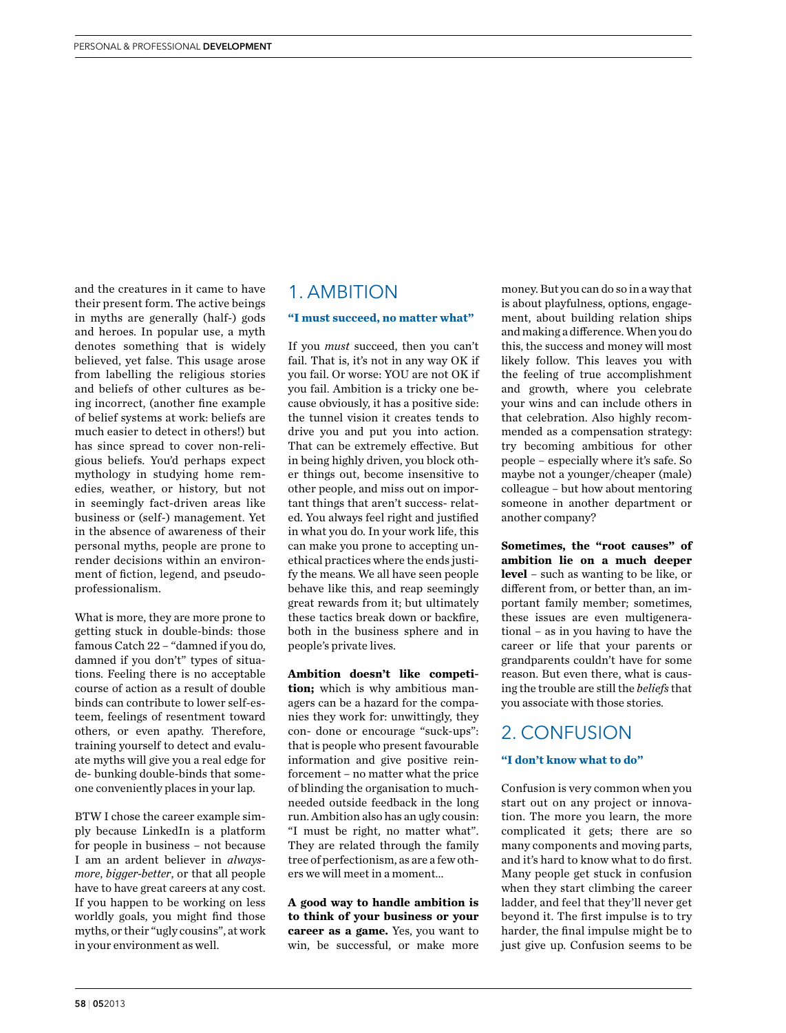and the creatures in it came to have their present form. The active beings in myths are generally (half-) gods and heroes. In popular use, a myth denotes something that is widely believed, yet false. This usage arose from labelling the religious stories and beliefs of other cultures as being incorrect, (another fine example of belief systems at work: beliefs are much easier to detect in others!) but has since spread to cover non-religious beliefs. You'd perhaps expect mythology in studying home remedies, weather, or history, but not in seemingly fact-driven areas like business or (self-) management. Yet in the absence of awareness of their personal myths, people are prone to render decisions within an environment of fiction, legend, and pseudo-professionalism.

What is more, they are more prone to getting stuck in double-binds: those famous Catch 22 – "damned if you do, damned if you don't" types of situations. Feeling there is no acceptable course of action as a result of double binds can contribute to lower self-esteem, feelings of resentment toward others, or even apathy. Therefore, training yourself to detect and evaluate myths will give you a real edge for de- bunking double-binds that someone conveniently places in your lap.

BTW I chose the career example simply because LinkedIn is a platform for people in business – not because I am an ardent believer in *always-more, bigger-better*, or that all people have to have great careers at any cost. If you happen to be working on less worldly goals, you might find those myths, or their "ugly cousins", at work in your environment as well.

## 1. AMBITION

**"I must succeed, no matter what"**

If you *must* succeed, then you can't fail. That is, it's not in any way OK if you fail. Or worse: YOU are not OK if you fail. Ambition is a tricky one because obviously, it has a positive side: the tunnel vision it creates tends to drive you and put you into action. That can be extremely effective. But in being highly driven, you block other things out, become insensitive to other people, and miss out on important things that aren't success- related. You always feel right and justified in what you do. In your work life, this can make you prone to accepting unethical practices where the ends justify the means. We all have seen people behave like this, and reap seemingly great rewards from it; but ultimately these tactics break down or backfire, both in the business sphere and in people's private lives.

**Ambition doesn't like competition;** which is why ambitious managers can be a hazard for the companies they work for: unwittingly, they con- done or encourage "suck-ups": that is people who present favourable information and give positive reinforcement – no matter what the price of blinding the organisation to much-needed outside feedback in the long run. Ambition also has an ugly cousin: "I must be right, no matter what". They are related through the family tree of perfectionism, as are a few others we will meet in a moment...

**A good way to handle ambition is to think of your business or your career as a game.** Yes, you want to win, be successful, or make more money. But you can do so in a way that is about playfulness, options, engagement, about building relation ships and making a difference. When you do this, the success and money will most likely follow. This leaves you with the feeling of true accomplishment and growth, where you celebrate your wins and can include others in that celebration. Also highly recommended as a compensation strategy: try becoming ambitious for other people – especially where it's safe. So maybe not a younger/cheaper (male) colleague – but how about mentoring someone in another department or another company?

**Sometimes, the "root causes" of ambition lie on a much deeper level** – such as wanting to be like, or different from, or better than, an important family member; sometimes, these issues are even multigenerational – as in you having to have the career or life that your parents or grandparents couldn't have for some reason. But even there, what is causing the trouble are still the *beliefs* that you associate with those stories.

## 2. CONFUSION

**"I don't know what to do"**

Confusion is very common when you start out on any project or innovation. The more you learn, the more complicated it gets; there are so many components and moving parts, and it's hard to know what to do first. Many people get stuck in confusion when they start climbing the career ladder, and feel that they'll never get beyond it. The first impulse is to try harder, the final impulse might be to just give up. Confusion seems to be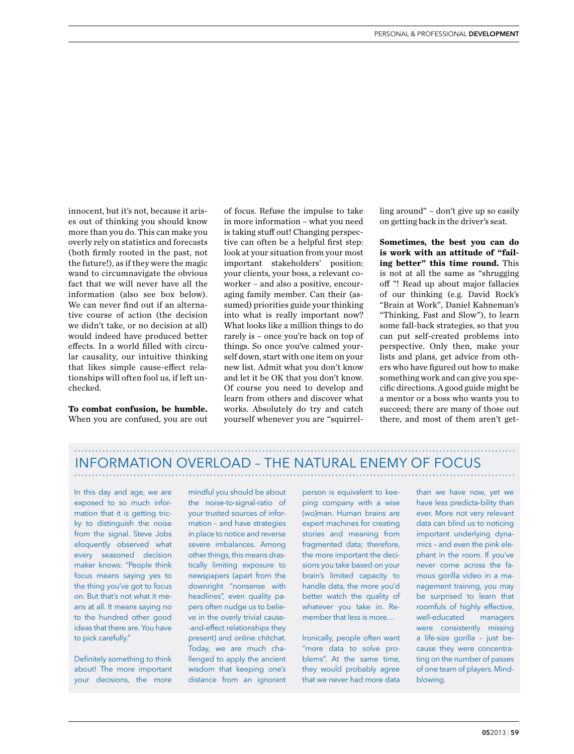innocent, but it's not, because it arises out of thinking you should know more than you do. This can make you overly rely on statistics and forecasts (both firmly rooted in the past, not the future!), as if they were the magic wand to circumnavigate the obvious fact that we will never have all the information (also see box below). We can never find out if an alternative course of action (the decision we didn't take, or no decision at all) would indeed have produced better effects. In a world filled with circular causality, our intuitive thinking that likes simple cause-effect relationships will often fool us, if left unchecked.

**To combat confusion, be humble.** When you are confused, you are out of focus. Refuse the impulse to take in more information – what you need is taking stuff out! Changing perspective can often be a helpful first step: look at your situation from your most important stakeholders' position: your clients, your boss, a relevant coworker – and also a positive, encouraging family member. Can their (assumed) priorities guide your thinking into what is really important now? What looks like a million things to do rarely is – once you're back on top of things. So once you've calmed yourself down, start with one item on your new list. Admit what you don't know and let it be OK that you don't know. Of course you need to develop and learn from others and discover what works. Absolutely do try and catch yourself whenever you are "squirrelling around" – don't give up so easily on getting back in the driver's seat.

**Sometimes, the best you can do is work with an attitude of "failing better" this time round.** This is not at all the same as "shrugging off "! Read up about major fallacies of our thinking (e.g. David Rock's "Brain at Work", Daniel Kahneman's "Thinking, Fast and Slow"), to learn some fall-back strategies, so that you can put self-created problems into perspective. Only then, make your lists and plans, get advice from others who have figured out how to make something work and can give you specific directions. A good guide might be a mentor or a boss who wants you to succeed; there are many of those out there, and most of them aren't get-

## INFORMATION OVERLOAD – THE NATURAL ENEMY OF FOCUS

In this day and age, we are exposed to so much information that it is getting tricky to distinguish the noise from the signal. Steve Jobs eloquently observed what every seasoned decision maker knows: "People think focus means saying yes to the thing you've got to focus on. But that's not what it means at all. It means saying no to the hundred other good ideas that there are. You have to pick carefully."

Definitely something to think about! The more important your decisions, the more mindful you should be about the noise-to-signal-ratio of your trusted sources of information – and have strategies in place to notice and reverse severe imbalances. Among other things, this means drastically limiting exposure to newspapers (apart from the downright "nonsense with headlines", even quality papers often nudge us to believe in the overly trivial cause-and-effect relationships they present) and online chitchat. Today, we are much challenged to apply the ancient wisdom that keeping one's distance from an ignorant person is equivalent to keeping company with a wise (wo)man. Human brains are expert machines for creating stories and meaning from fragmented data; therefore, the more important the decisions you take based on your brain's limited capacity to handle data, the more you'd better watch the quality of whatever you take in. Remember that less is more…

Ironically, people often want "more data to solve problems". At the same time, they would probably agree that we never had more data than we have now, yet we have less predicta-bility than ever. More not very relevant data can blind us to noticing important underlying dynamics – and even the pink elephant in the room. If you've never come across the famous gorilla video in a management training, you may be surprised to learn that roomfuls of highly effective, well-educated managers were consistently missing a life-size gorilla – just because they were concentrating on the number of passes of one team of players. Mind-blowing.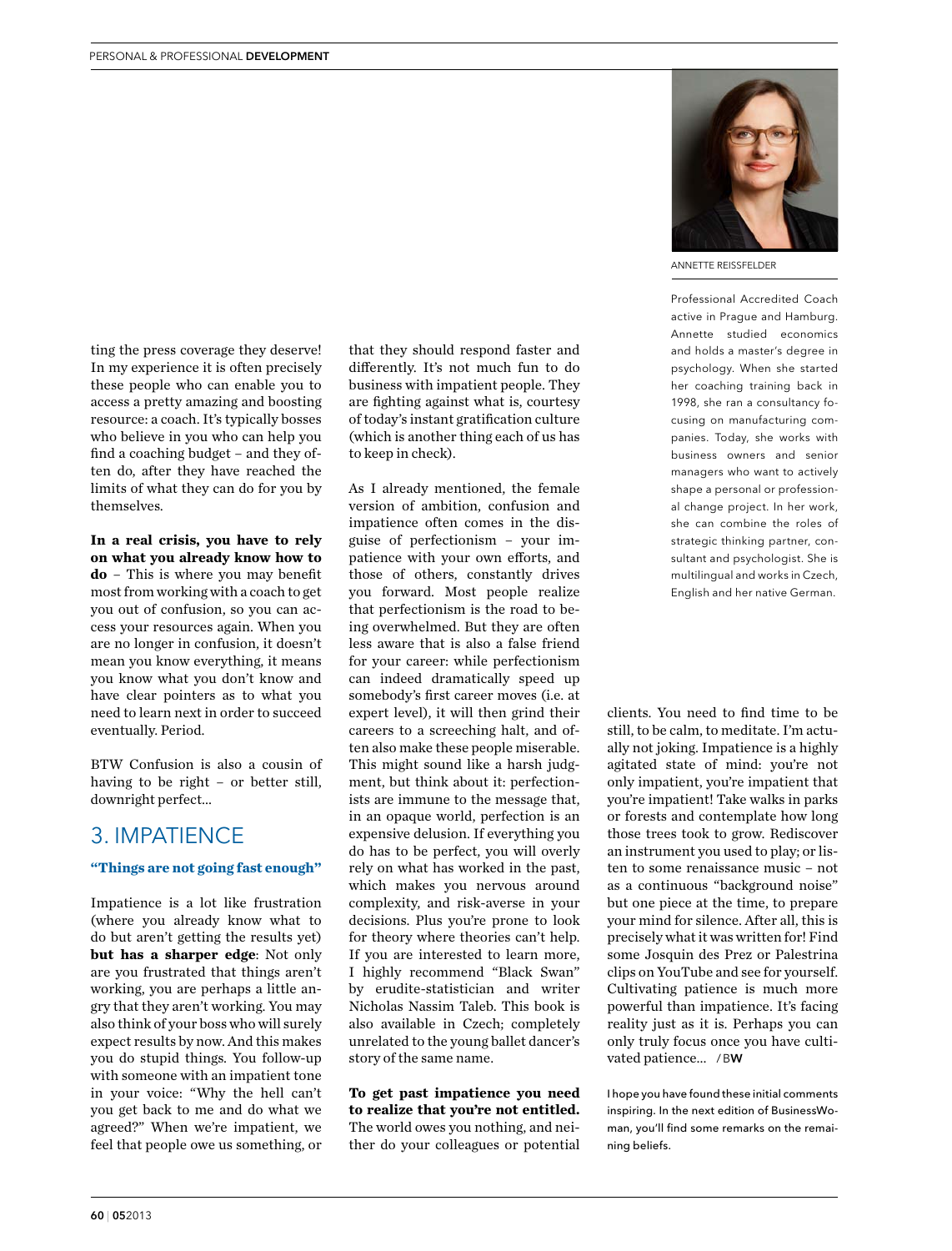ting the press coverage they deserve! In my experience it is often precisely these people who can enable you to access a pretty amazing and boosting resource: a coach. It's typically bosses who believe in you who can help you find a coaching budget – and they often do, after they have reached the limits of what they can do for you by themselves.

**In a real crisis, you have to rely on what you already know how to do** – This is where you may benefit most from working with a coach to get you out of confusion, so you can access your resources again. When you are no longer in confusion, it doesn't mean you know everything, it means you know what you don't know and have clear pointers as to what you need to learn next in order to succeed eventually. Period.

BTW Confusion is also a cousin of having to be right – or better still, downright perfect...

## 3. IMPATIENCE

**"Things are not going fast enough"**

Impatience is a lot like frustration (where you already know what to do but aren't getting the results yet) **but has a sharper edge**: Not only are you frustrated that things aren't working, you are perhaps a little angry that they aren't working. You may also think of your boss who will surely expect results by now. And this makes you do stupid things. You follow-up with someone with an impatient tone in your voice: "Why the hell can't you get back to me and do what we agreed?" When we're impatient, we feel that people owe us something, or that they should respond faster and differently. It's not much fun to do business with impatient people. They are fighting against what is, courtesy of today's instant gratification culture (which is another thing each of us has to keep in check).

As I already mentioned, the female version of ambition, confusion and impatience often comes in the disguise of perfectionism – your impatience with your own efforts, and those of others, constantly drives you forward. Most people realize that perfectionism is the road to being overwhelmed. But they are often less aware that is also a false friend for your career: while perfectionism can indeed dramatically speed up somebody's first career moves (i.e. at expert level), it will then grind their careers to a screeching halt, and often also make these people miserable. This might sound like a harsh judgment, but think about it: perfectionists are immune to the message that, in an opaque world, perfection is an expensive delusion. If everything you do has to be perfect, you will overly rely on what has worked in the past, which makes you nervous around complexity, and risk-averse in your decisions. Plus you're prone to look for theory where theories can't help. If you are interested to learn more, I highly recommend "Black Swan" by erudite-statistician and writer Nicholas Nassim Taleb. This book is also available in Czech; completely unrelated to the young ballet dancer's story of the same name.

**To get past impatience you need to realize that you're not entitled.** The world owes you nothing, and neither do your colleagues or potential clients. You need to find time to be still, to be calm, to meditate. I'm actually not joking. Impatience is a highly agitated state of mind: you're not only impatient, you're impatient that you're impatient! Take walks in parks or forests and contemplate how long those trees took to grow. Rediscover an instrument you used to play; or listen to some renaissance music – not as a continuous "background noise" but one piece at the time, to prepare your mind for silence. After all, this is precisely what it was written for! Find some Josquin des Prez or Palestrina clips on YouTube and see for yourself. Cultivating patience is much more powerful than impatience. It's facing reality just as it is. Perhaps you can only truly focus once you have cultivated patience... /BW

I hope you have found these initial comments inspiring. In the next edition of BusinessWoman, you'll find some remarks on the remaining beliefs.

ANNETTE REISSFELDER

Professional Accredited Coach active in Prague and Hamburg. Annette studied economics and holds a master's degree in psychology. When she started her coaching training back in 1998, she ran a consultancy focusing on manufacturing companies. Today, she works with business owners and senior managers who want to actively shape a personal or professional change project. In her work, she can combine the roles of strategic thinking partner, consultant and psychologist. She is multilingual and works in Czech, English and her native German.